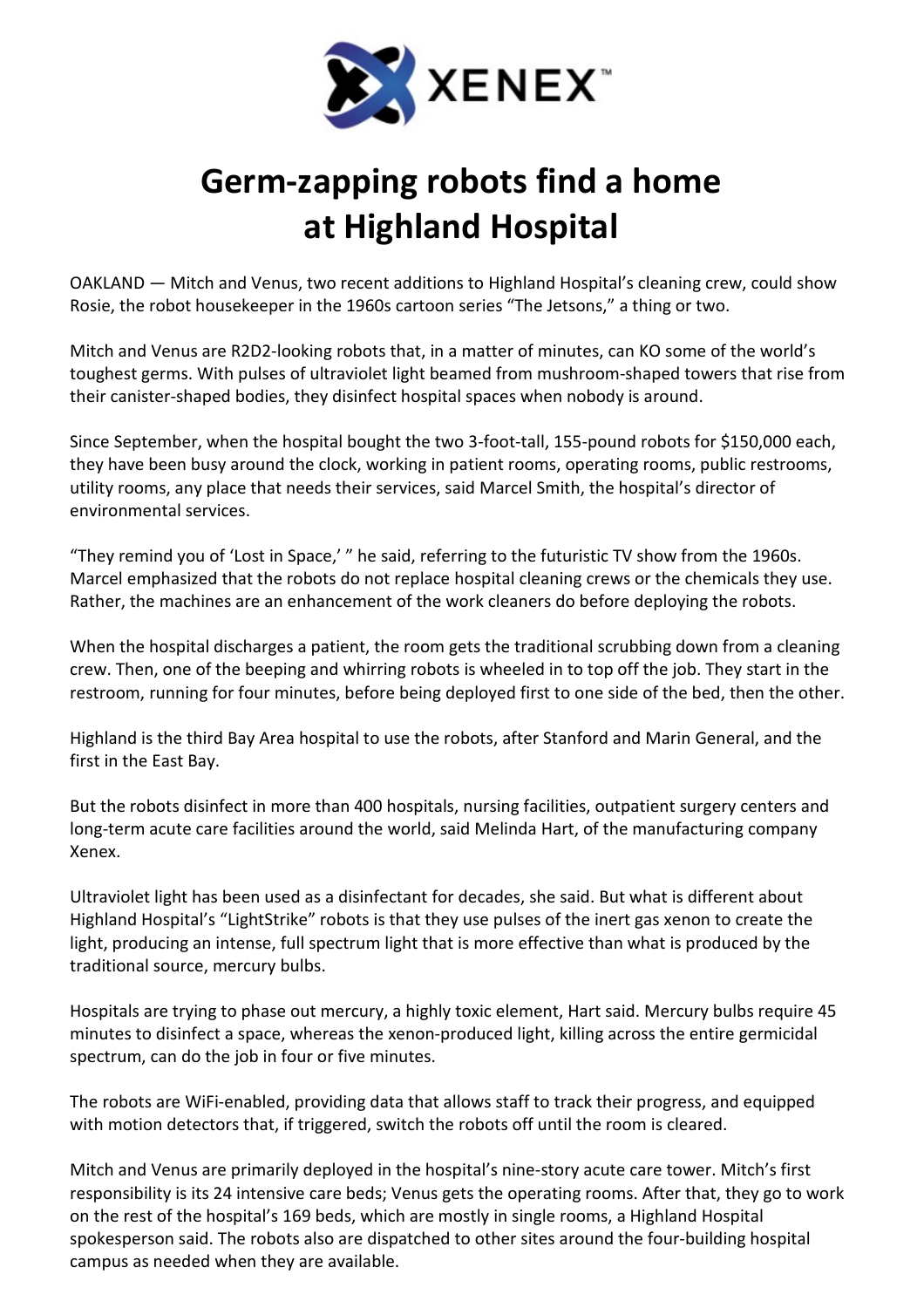XENEX™

# Germ-zapping robots find a home at Highland Hospital

OAKLAND — Mitch and Venus, two recent additions to Highland Hospital's cleaning crew, could show Rosie, the robot housekeeper in the 1960s cartoon series "The Jetsons," a thing or two.

Mitch and Venus are R2D2-looking robots that, in a matter of minutes, can KO some of the world's toughest germs. With pulses of ultraviolet light beamed from mushroom-shaped towers that rise from their canister-shaped bodies, they disinfect hospital spaces when nobody is around.

Since September, when the hospital bought the two 3-foot-tall, 155-pound robots for $150,000 each, they have been busy around the clock, working in patient rooms, operating rooms, public restrooms, utility rooms, any place that needs their services, said Marcel Smith, the hospital's director of environmental services.

"They remind you of 'Lost in Space,' " he said, referring to the futuristic TV show from the 1960s. Marcel emphasized that the robots do not replace hospital cleaning crews or the chemicals they use. Rather, the machines are an enhancement of the work cleaners do before deploying the robots.

When the hospital discharges a patient, the room gets the traditional scrubbing down from a cleaning crew. Then, one of the beeping and whirring robots is wheeled in to top off the job. They start in the restroom, running for four minutes, before being deployed first to one side of the bed, then the other.

Highland is the third Bay Area hospital to use the robots, after Stanford and Marin General, and the first in the East Bay.

But the robots disinfect in more than 400 hospitals, nursing facilities, outpatient surgery centers and long-term acute care facilities around the world, said Melinda Hart, of the manufacturing company Xenex.

Ultraviolet light has been used as a disinfectant for decades, she said. But what is different about Highland Hospital's "LightStrike" robots is that they use pulses of the inert gas xenon to create the light, producing an intense, full spectrum light that is more effective than what is produced by the traditional source, mercury bulbs.

Hospitals are trying to phase out mercury, a highly toxic element, Hart said. Mercury bulbs require 45 minutes to disinfect a space, whereas the xenon-produced light, killing across the entire germicidal spectrum, can do the job in four or five minutes.

The robots are WiFi-enabled, providing data that allows staff to track their progress, and equipped with motion detectors that, if triggered, switch the robots off until the room is cleared.

Mitch and Venus are primarily deployed in the hospital's nine-story acute care tower. Mitch's first responsibility is its 24 intensive care beds; Venus gets the operating rooms. After that, they go to work on the rest of the hospital's 169 beds, which are mostly in single rooms, a Highland Hospital spokesperson said. The robots also are dispatched to other sites around the four-building hospital campus as needed when they are available.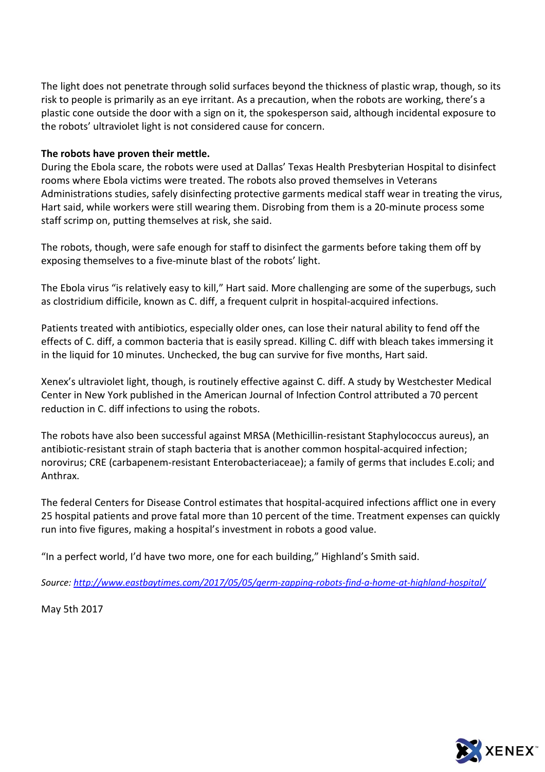The light does not penetrate through solid surfaces beyond the thickness of plastic wrap, though, so its risk to people is primarily as an eye irritant. As a precaution, when the robots are working, there's a plastic cone outside the door with a sign on it, the spokesperson said, although incidental exposure to the robots' ultraviolet light is not considered cause for concern.

**The robots have proven their mettle.**
During the Ebola scare, the robots were used at Dallas' Texas Health Presbyterian Hospital to disinfect rooms where Ebola victims were treated. The robots also proved themselves in Veterans Administrations studies, safely disinfecting protective garments medical staff wear in treating the virus, Hart said, while workers were still wearing them. Disrobing from them is a 20-minute process some staff scrimp on, putting themselves at risk, she said.

The robots, though, were safe enough for staff to disinfect the garments before taking them off by exposing themselves to a five-minute blast of the robots' light.

The Ebola virus "is relatively easy to kill," Hart said. More challenging are some of the superbugs, such as clostridium difficile, known as C. diff, a frequent culprit in hospital-acquired infections.

Patients treated with antibiotics, especially older ones, can lose their natural ability to fend off the effects of C. diff, a common bacteria that is easily spread. Killing C. diff with bleach takes immersing it in the liquid for 10 minutes. Unchecked, the bug can survive for five months, Hart said.

Xenex's ultraviolet light, though, is routinely effective against C. diff. A study by Westchester Medical Center in New York published in the American Journal of Infection Control attributed a 70 percent reduction in C. diff infections to using the robots.

The robots have also been successful against MRSA (Methicillin-resistant Staphylococcus aureus), an antibiotic-resistant strain of staph bacteria that is another common hospital-acquired infection; norovirus; CRE (carbapenem-resistant Enterobacteriaceae); a family of germs that includes E.coli; and Anthrax.

The federal Centers for Disease Control estimates that hospital-acquired infections afflict one in every 25 hospital patients and prove fatal more than 10 percent of the time. Treatment expenses can quickly run into five figures, making a hospital's investment in robots a good value.

"In a perfect world, I'd have two more, one for each building," Highland's Smith said.

*Source: [http://www.eastbaytimes.com/2017/05/05/germ-zapping-robots-find-a-home-at-highland-hospital/](http://www.eastbaytimes.com/2017/05/05/germ-zapping-robots-find-a-home-at-highland-hospital/)*

May 5th 2017